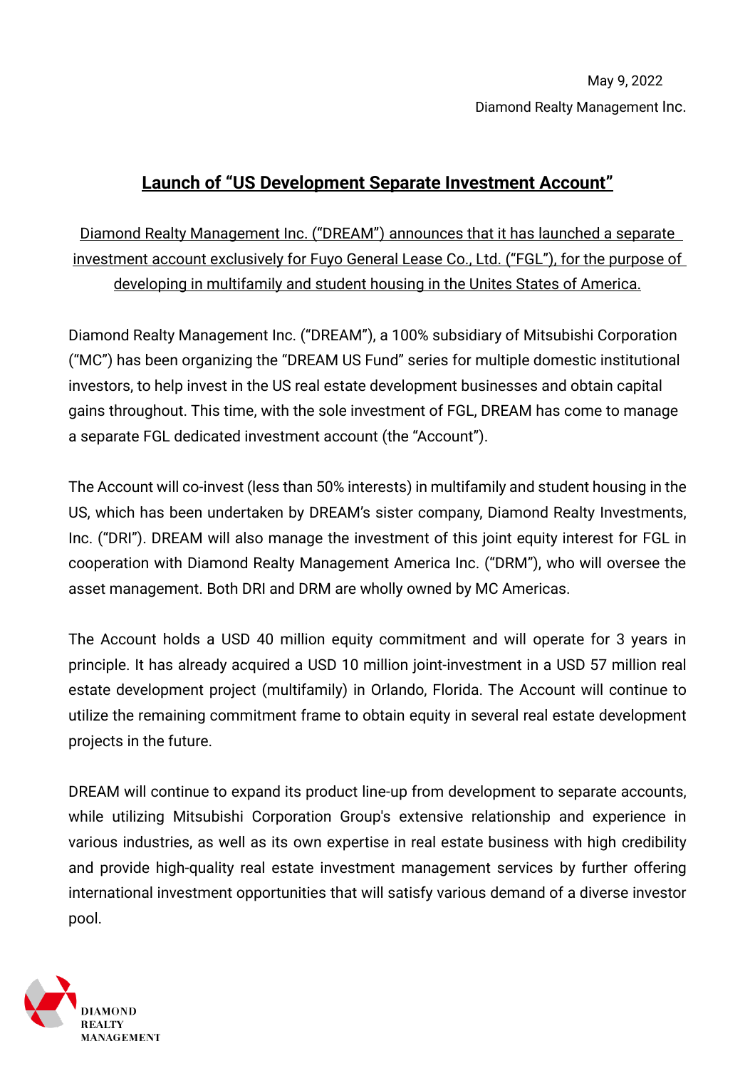May 9, 2022

Diamond Realty Management Inc.

# Launch of "US Development Separate Investment Account"

Diamond Realty Management Inc. ("DREAM") announces that it has launched a separate investment account exclusively for Fuyo General Lease Co., Ltd. ("FGL"), for the purpose of developing in multifamily and student housing in the Unites States of America.

Diamond Realty Management Inc. ("DREAM"), a 100% subsidiary of Mitsubishi Corporation ("MC") has been organizing the "DREAM US Fund" series for multiple domestic institutional investors, to help invest in the US real estate development businesses and obtain capital gains throughout. This time, with the sole investment of FGL, DREAM has come to manage a separate FGL dedicated investment account (the "Account").

The Account will co-invest (less than 50% interests) in multifamily and student housing in the US, which has been undertaken by DREAM's sister company, Diamond Realty Investments, Inc. ("DRI"). DREAM will also manage the investment of this joint equity interest for FGL in cooperation with Diamond Realty Management America Inc. ("DRM"), who will oversee the asset management. Both DRI and DRM are wholly owned by MC Americas.

The Account holds a USD 40 million equity commitment and will operate for 3 years in principle. It has already acquired a USD 10 million joint-investment in a USD 57 million real estate development project (multifamily) in Orlando, Florida. The Account will continue to utilize the remaining commitment frame to obtain equity in several real estate development projects in the future.

DREAM will continue to expand its product line-up from development to separate accounts, while utilizing Mitsubishi Corporation Group's extensive relationship and experience in various industries, as well as its own expertise in real estate business with high credibility and provide high-quality real estate investment management services by further offering international investment opportunities that will satisfy various demand of a diverse investor pool.

DIAMOND REALTY MANAGEMENT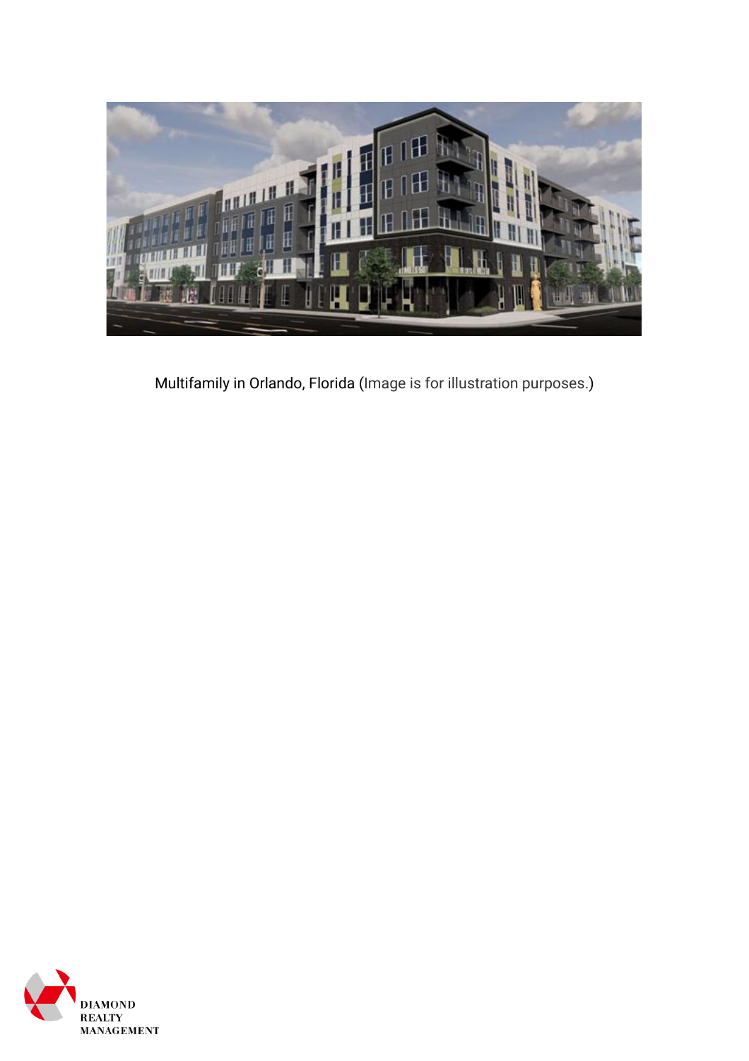Multifamily in Orlando, Florida (Image is for illustration purposes.)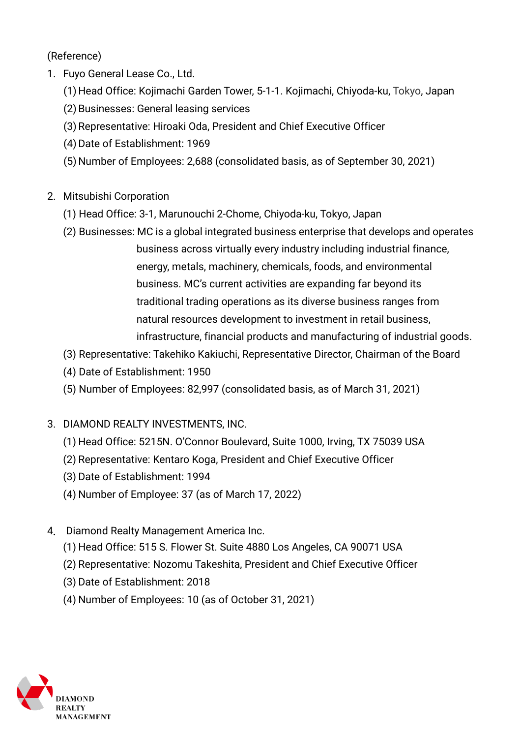(Reference)

1. Fuyo General Lease Co., Ltd.
   (1) Head Office: Kojimachi Garden Tower, 5-1-1. Kojimachi, Chiyoda-ku, Tokyo, Japan
   (2) Businesses: General leasing services
   (3) Representative: Hiroaki Oda, President and Chief Executive Officer
   (4) Date of Establishment: 1969
   (5) Number of Employees: 2,688 (consolidated basis, as of September 30, 2021)

2. Mitsubishi Corporation
   (1) Head Office: 3-1, Marunouchi 2-Chome, Chiyoda-ku, Tokyo, Japan
   (2) Businesses: MC is a global integrated business enterprise that develops and operates business across virtually every industry including industrial finance, energy, metals, machinery, chemicals, foods, and environmental business. MC's current activities are expanding far beyond its traditional trading operations as its diverse business ranges from natural resources development to investment in retail business, infrastructure, financial products and manufacturing of industrial goods.
   (3) Representative: Takehiko Kakiuchi, Representative Director, Chairman of the Board
   (4) Date of Establishment: 1950
   (5) Number of Employees: 82,997 (consolidated basis, as of March 31, 2021)

3. DIAMOND REALTY INVESTMENTS, INC.
   (1) Head Office: 5215N. O'Connor Boulevard, Suite 1000, Irving, TX 75039 USA
   (2) Representative: Kentaro Koga, President and Chief Executive Officer
   (3) Date of Establishment: 1994
   (4) Number of Employee: 37 (as of March 17, 2022)

4. Diamond Realty Management America Inc.
   (1) Head Office: 515 S. Flower St. Suite 4880 Los Angeles, CA 90071 USA
   (2) Representative: Nozomu Takeshita, President and Chief Executive Officer
   (3) Date of Establishment: 2018
   (4) Number of Employees: 10 (as of October 31, 2021)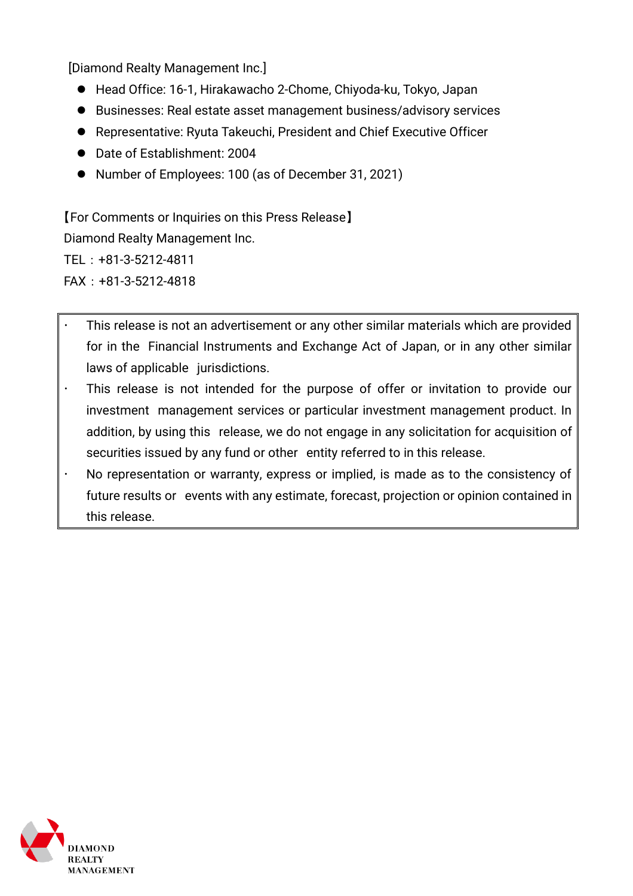[Diamond Realty Management Inc.]

- Head Office: 16-1, Hirakawacho 2-Chome, Chiyoda-ku, Tokyo, Japan
- Businesses: Real estate asset management business/advisory services
- Representative: Ryuta Takeuchi, President and Chief Executive Officer
- Date of Establishment: 2004
- Number of Employees: 100 (as of December 31, 2021)

【For Comments or Inquiries on this Press Release】
Diamond Realty Management Inc.
TEL：+81-3-5212-4811
FAX：+81-3-5212-4818

- This release is not an advertisement or any other similar materials which are provided for in the Financial Instruments and Exchange Act of Japan, or in any other similar laws of applicable jurisdictions.
- This release is not intended for the purpose of offer or invitation to provide our investment management services or particular investment management product. In addition, by using this release, we do not engage in any solicitation for acquisition of securities issued by any fund or other entity referred to in this release.
- No representation or warranty, express or implied, is made as to the consistency of future results or events with any estimate, forecast, projection or opinion contained in this release.

DIAMOND
REALTY
MANAGEMENT